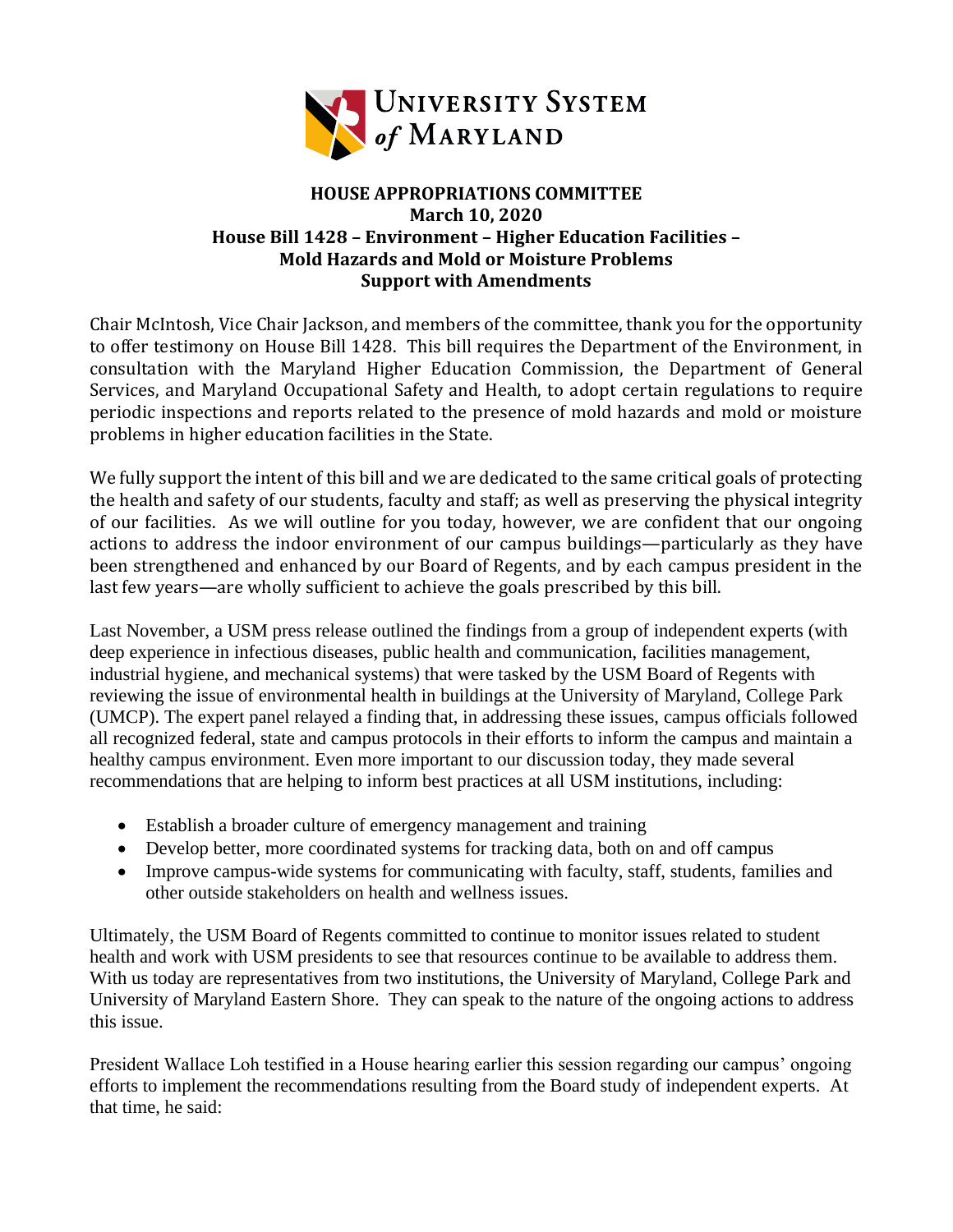UNIVERSITY SYSTEM *of* MARYLAND

**HOUSE APPROPRIATIONS COMMITTEE**
**March 10, 2020**
**House Bill 1428 – Environment – Higher Education Facilities –**
**Mold Hazards and Mold or Moisture Problems**
**Support with Amendments**

Chair McIntosh, Vice Chair Jackson, and members of the committee, thank you for the opportunity to offer testimony on House Bill 1428. This bill requires the Department of the Environment, in consultation with the Maryland Higher Education Commission, the Department of General Services, and Maryland Occupational Safety and Health, to adopt certain regulations to require periodic inspections and reports related to the presence of mold hazards and mold or moisture problems in higher education facilities in the State.

We fully support the intent of this bill and we are dedicated to the same critical goals of protecting the health and safety of our students, faculty and staff; as well as preserving the physical integrity of our facilities. As we will outline for you today, however, we are confident that our ongoing actions to address the indoor environment of our campus buildings—particularly as they have been strengthened and enhanced by our Board of Regents, and by each campus president in the last few years—are wholly sufficient to achieve the goals prescribed by this bill.

Last November, a USM press release outlined the findings from a group of independent experts (with deep experience in infectious diseases, public health and communication, facilities management, industrial hygiene, and mechanical systems) that were tasked by the USM Board of Regents with reviewing the issue of environmental health in buildings at the University of Maryland, College Park (UMCP). The expert panel relayed a finding that, in addressing these issues, campus officials followed all recognized federal, state and campus protocols in their efforts to inform the campus and maintain a healthy campus environment. Even more important to our discussion today, they made several recommendations that are helping to inform best practices at all USM institutions, including:

- Establish a broader culture of emergency management and training
- Develop better, more coordinated systems for tracking data, both on and off campus
- Improve campus-wide systems for communicating with faculty, staff, students, families and other outside stakeholders on health and wellness issues.

Ultimately, the USM Board of Regents committed to continue to monitor issues related to student health and work with USM presidents to see that resources continue to be available to address them. With us today are representatives from two institutions, the University of Maryland, College Park and University of Maryland Eastern Shore. They can speak to the nature of the ongoing actions to address this issue.

President Wallace Loh testified in a House hearing earlier this session regarding our campus' ongoing efforts to implement the recommendations resulting from the Board study of independent experts. At that time, he said: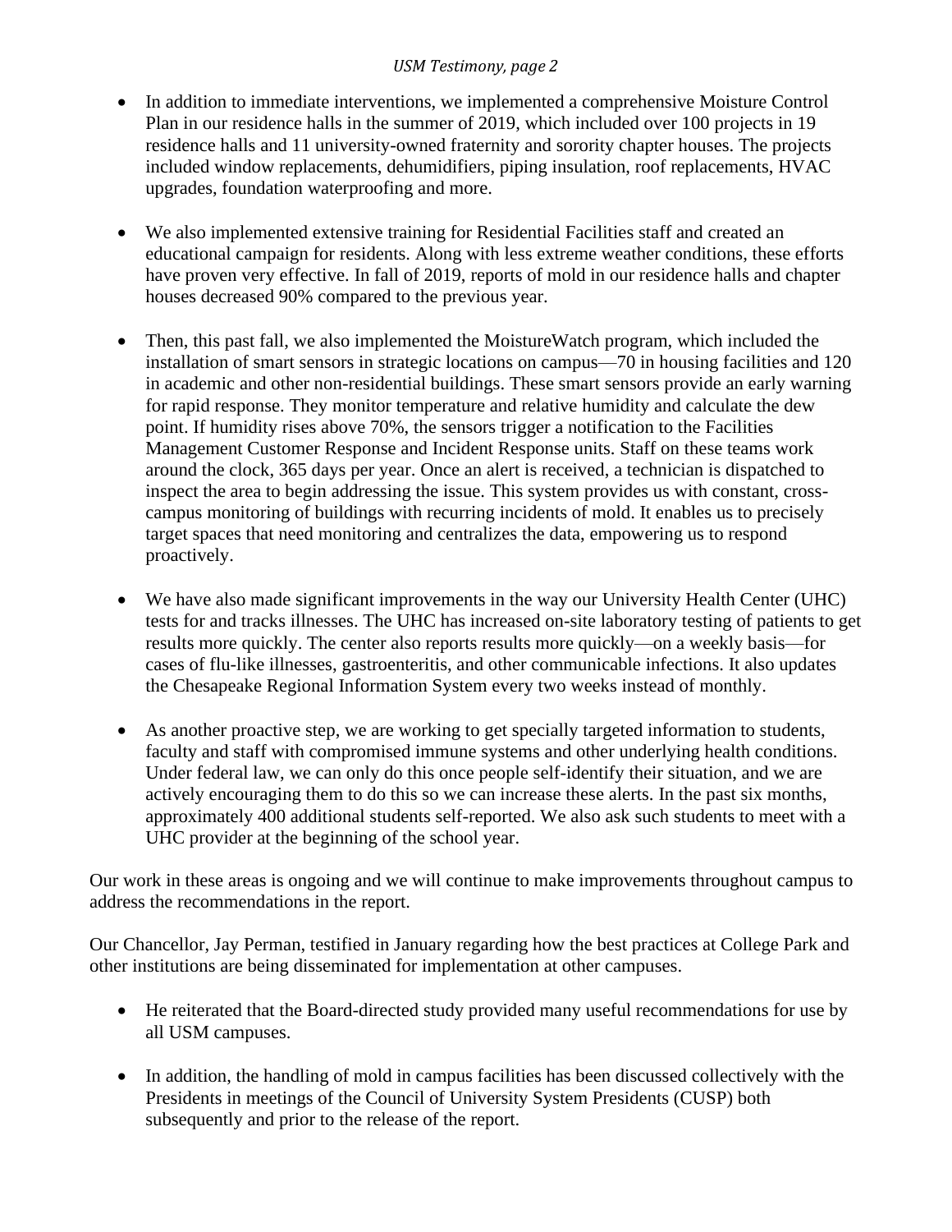- In addition to immediate interventions, we implemented a comprehensive Moisture Control Plan in our residence halls in the summer of 2019, which included over 100 projects in 19 residence halls and 11 university-owned fraternity and sorority chapter houses. The projects included window replacements, dehumidifiers, piping insulation, roof replacements, HVAC upgrades, foundation waterproofing and more.

- We also implemented extensive training for Residential Facilities staff and created an educational campaign for residents. Along with less extreme weather conditions, these efforts have proven very effective. In fall of 2019, reports of mold in our residence halls and chapter houses decreased 90% compared to the previous year.

- Then, this past fall, we also implemented the MoistureWatch program, which included the installation of smart sensors in strategic locations on campus—70 in housing facilities and 120 in academic and other non-residential buildings. These smart sensors provide an early warning for rapid response. They monitor temperature and relative humidity and calculate the dew point. If humidity rises above 70%, the sensors trigger a notification to the Facilities Management Customer Response and Incident Response units. Staff on these teams work around the clock, 365 days per year. Once an alert is received, a technician is dispatched to inspect the area to begin addressing the issue. This system provides us with constant, cross-campus monitoring of buildings with recurring incidents of mold. It enables us to precisely target spaces that need monitoring and centralizes the data, empowering us to respond proactively.

- We have also made significant improvements in the way our University Health Center (UHC) tests for and tracks illnesses. The UHC has increased on-site laboratory testing of patients to get results more quickly. The center also reports results more quickly—on a weekly basis—for cases of flu-like illnesses, gastroenteritis, and other communicable infections. It also updates the Chesapeake Regional Information System every two weeks instead of monthly.

- As another proactive step, we are working to get specially targeted information to students, faculty and staff with compromised immune systems and other underlying health conditions. Under federal law, we can only do this once people self-identify their situation, and we are actively encouraging them to do this so we can increase these alerts. In the past six months, approximately 400 additional students self-reported. We also ask such students to meet with a UHC provider at the beginning of the school year.

Our work in these areas is ongoing and we will continue to make improvements throughout campus to address the recommendations in the report.

Our Chancellor, Jay Perman, testified in January regarding how the best practices at College Park and other institutions are being disseminated for implementation at other campuses.

- He reiterated that the Board-directed study provided many useful recommendations for use by all USM campuses.

- In addition, the handling of mold in campus facilities has been discussed collectively with the Presidents in meetings of the Council of University System Presidents (CUSP) both subsequently and prior to the release of the report.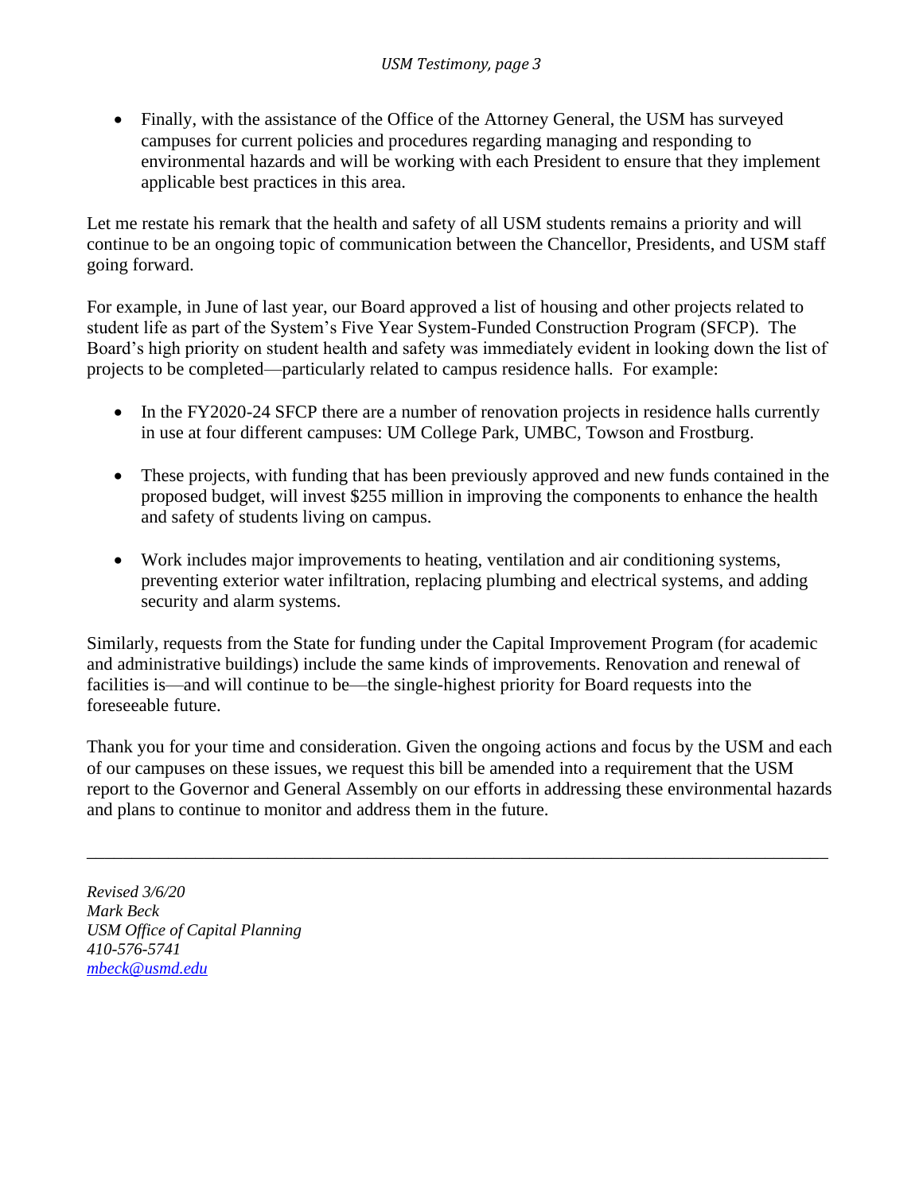- Finally, with the assistance of the Office of the Attorney General, the USM has surveyed campuses for current policies and procedures regarding managing and responding to environmental hazards and will be working with each President to ensure that they implement applicable best practices in this area.

Let me restate his remark that the health and safety of all USM students remains a priority and will continue to be an ongoing topic of communication between the Chancellor, Presidents, and USM staff going forward.

For example, in June of last year, our Board approved a list of housing and other projects related to student life as part of the System's Five Year System-Funded Construction Program (SFCP). The Board's high priority on student health and safety was immediately evident in looking down the list of projects to be completed—particularly related to campus residence halls. For example:

- In the FY2020-24 SFCP there are a number of renovation projects in residence halls currently in use at four different campuses: UM College Park, UMBC, Towson and Frostburg.
- These projects, with funding that has been previously approved and new funds contained in the proposed budget, will invest $255 million in improving the components to enhance the health and safety of students living on campus.
- Work includes major improvements to heating, ventilation and air conditioning systems, preventing exterior water infiltration, replacing plumbing and electrical systems, and adding security and alarm systems.

Similarly, requests from the State for funding under the Capital Improvement Program (for academic and administrative buildings) include the same kinds of improvements. Renovation and renewal of facilities is—and will continue to be—the single-highest priority for Board requests into the foreseeable future.

Thank you for your time and consideration. Given the ongoing actions and focus by the USM and each of our campuses on these issues, we request this bill be amended into a requirement that the USM report to the Governor and General Assembly on our efforts in addressing these environmental hazards and plans to continue to monitor and address them in the future.

---

*Revised 3/6/20*
*Mark Beck*
*USM Office of Capital Planning*
*410-576-5741*
*mbeck@usmd.edu*